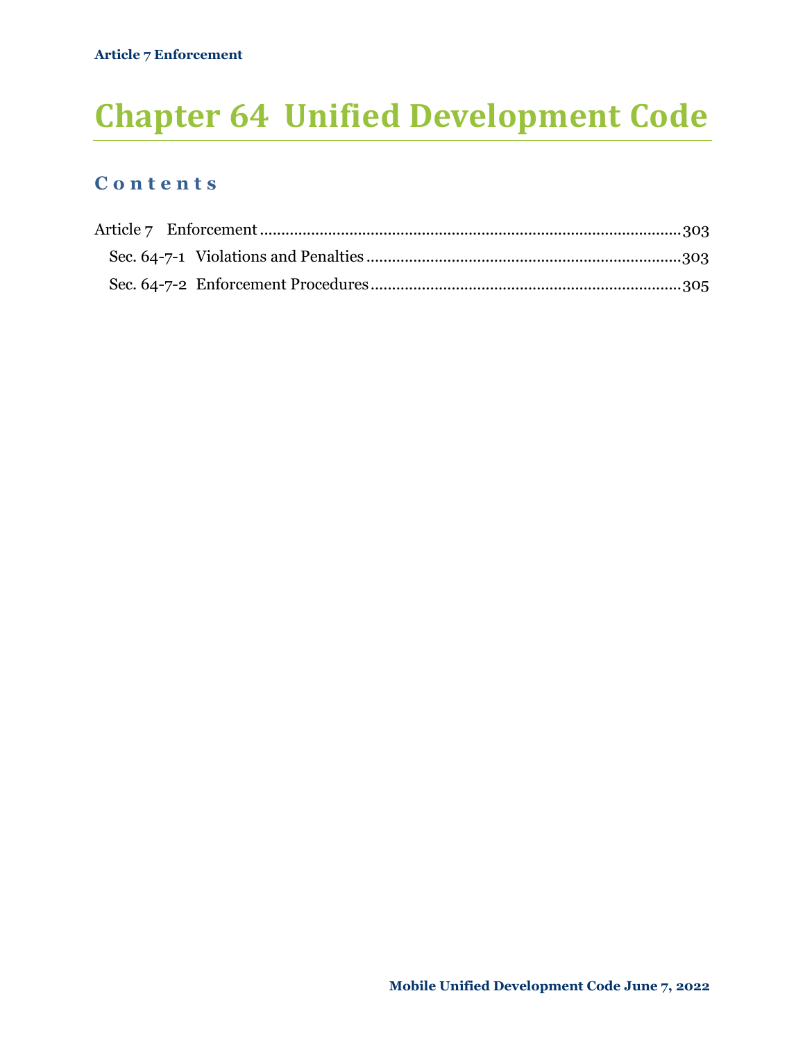# Chapter 64 Unified Development Code

## Contents

Article 7 Enforcement ....................................................................................................303

Sec. 64-7-1 Violations and Penalties .......................................................................303

Sec. 64-7-2 Enforcement Procedures ......................................................................305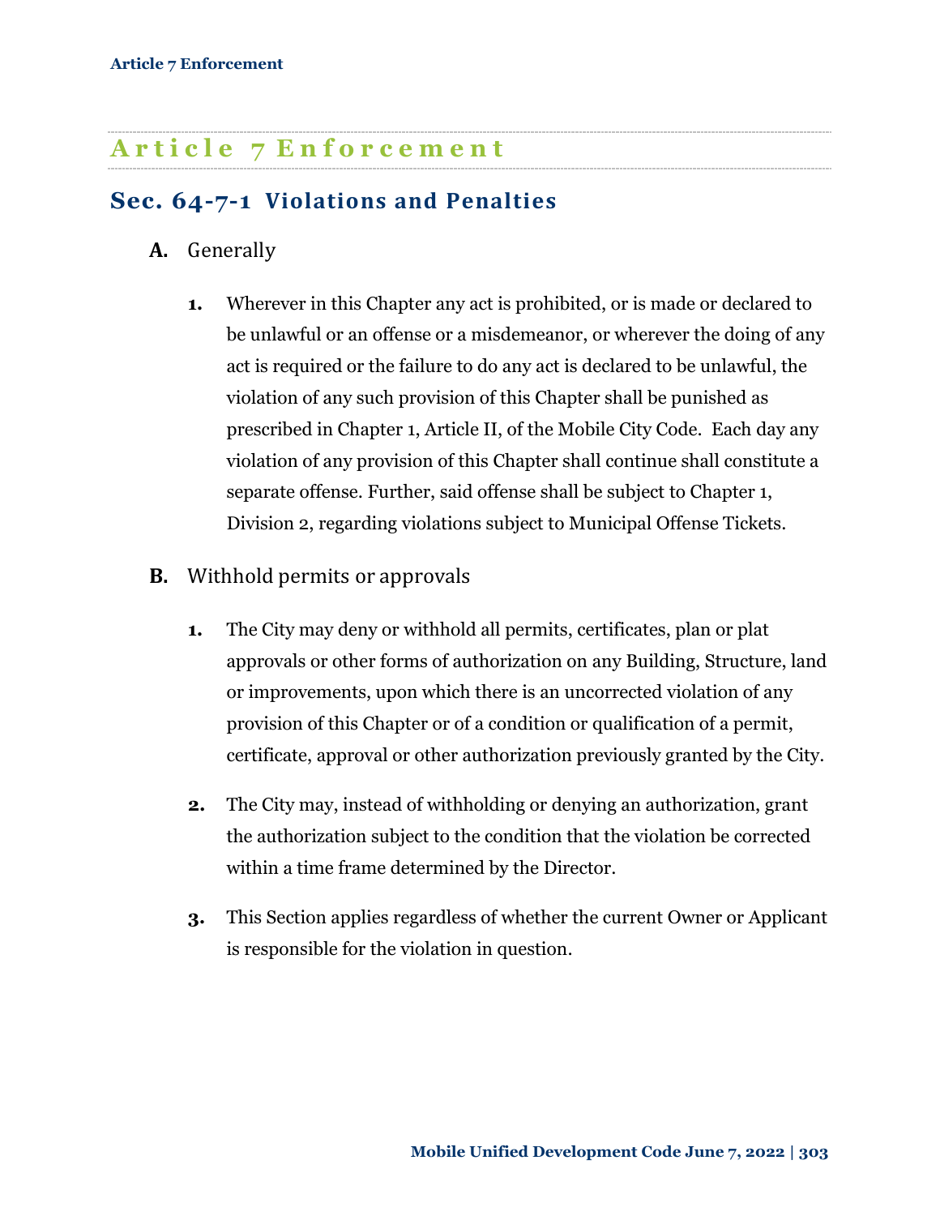# Article 7 Enforcement

## Sec. 64-7-1 Violations and Penalties

**A.** Generally

1. Wherever in this Chapter any act is prohibited, or is made or declared to be unlawful or an offense or a misdemeanor, or wherever the doing of any act is required or the failure to do any act is declared to be unlawful, the violation of any such provision of this Chapter shall be punished as prescribed in Chapter 1, Article II, of the Mobile City Code. Each day any violation of any provision of this Chapter shall continue shall constitute a separate offense. Further, said offense shall be subject to Chapter 1, Division 2, regarding violations subject to Municipal Offense Tickets.

**B.** Withhold permits or approvals

1. The City may deny or withhold all permits, certificates, plan or plat approvals or other forms of authorization on any Building, Structure, land or improvements, upon which there is an uncorrected violation of any provision of this Chapter or of a condition or qualification of a permit, certificate, approval or other authorization previously granted by the City.

2. The City may, instead of withholding or denying an authorization, grant the authorization subject to the condition that the violation be corrected within a time frame determined by the Director.

3. This Section applies regardless of whether the current Owner or Applicant is responsible for the violation in question.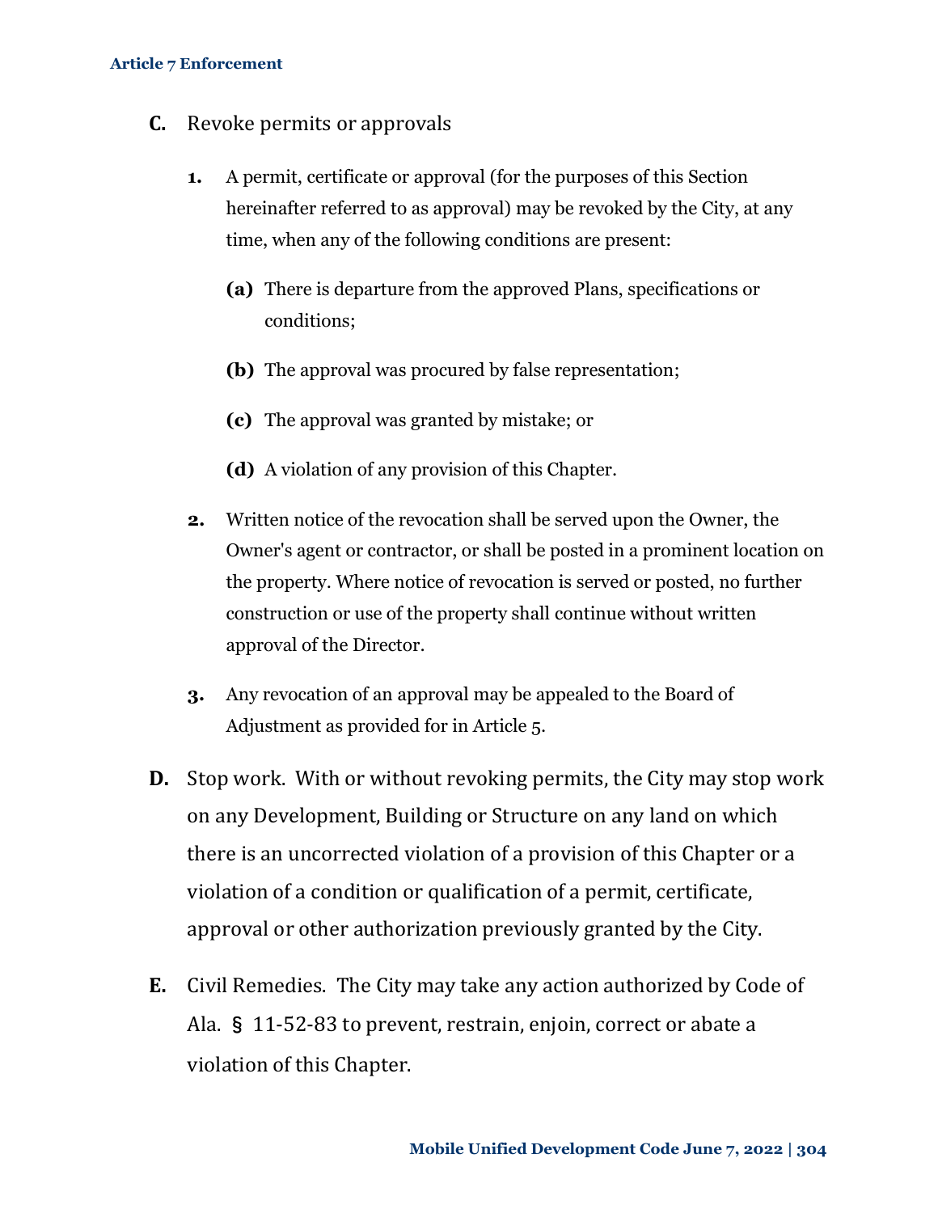**C.** Revoke permits or approvals

1. A permit, certificate or approval (for the purposes of this Section hereinafter referred to as approval) may be revoked by the City, at any time, when any of the following conditions are present:

   **(a)** There is departure from the approved Plans, specifications or conditions;

   **(b)** The approval was procured by false representation;

   **(c)** The approval was granted by mistake; or

   **(d)** A violation of any provision of this Chapter.

2. Written notice of the revocation shall be served upon the Owner, the Owner's agent or contractor, or shall be posted in a prominent location on the property. Where notice of revocation is served or posted, no further construction or use of the property shall continue without written approval of the Director.

3. Any revocation of an approval may be appealed to the Board of Adjustment as provided for in Article 5.

**D.** Stop work. With or without revoking permits, the City may stop work on any Development, Building or Structure on any land on which there is an uncorrected violation of a provision of this Chapter or a violation of a condition or qualification of a permit, certificate, approval or other authorization previously granted by the City.

**E.** Civil Remedies. The City may take any action authorized by Code of Ala. § 11-52-83 to prevent, restrain, enjoin, correct or abate a violation of this Chapter.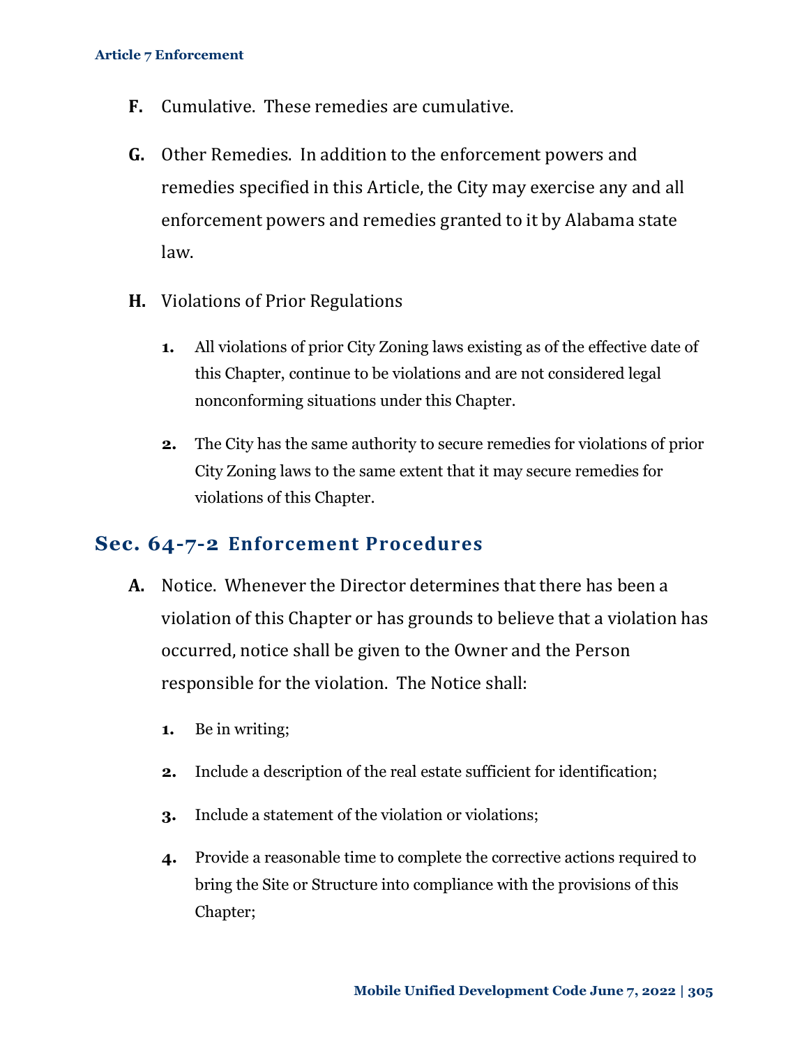**F.** Cumulative. These remedies are cumulative.

**G.** Other Remedies. In addition to the enforcement powers and remedies specified in this Article, the City may exercise any and all enforcement powers and remedies granted to it by Alabama state law.

**H.** Violations of Prior Regulations

1. All violations of prior City Zoning laws existing as of the effective date of this Chapter, continue to be violations and are not considered legal nonconforming situations under this Chapter.
2. The City has the same authority to secure remedies for violations of prior City Zoning laws to the same extent that it may secure remedies for violations of this Chapter.

## Sec. 64-7-2 Enforcement Procedures

**A.** Notice. Whenever the Director determines that there has been a violation of this Chapter or has grounds to believe that a violation has occurred, notice shall be given to the Owner and the Person responsible for the violation. The Notice shall:

1. Be in writing;
2. Include a description of the real estate sufficient for identification;
3. Include a statement of the violation or violations;
4. Provide a reasonable time to complete the corrective actions required to bring the Site or Structure into compliance with the provisions of this Chapter;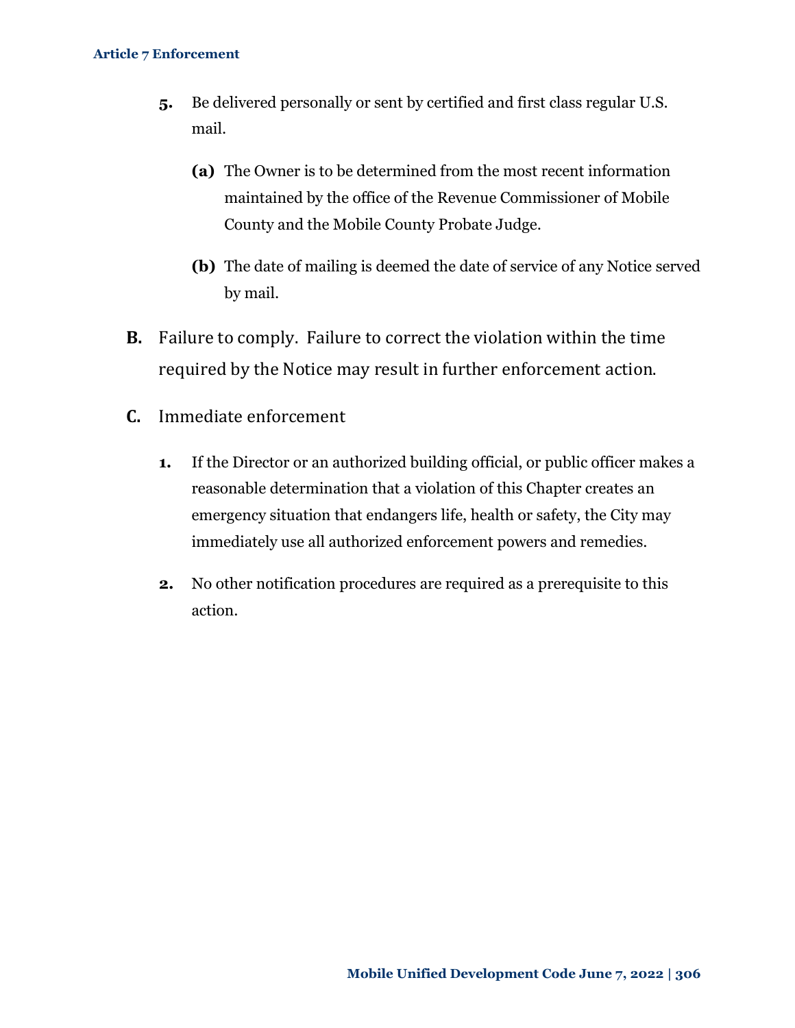5. Be delivered personally or sent by certified and first class regular U.S. mail.

   **(a)** The Owner is to be determined from the most recent information maintained by the office of the Revenue Commissioner of Mobile County and the Mobile County Probate Judge.

   **(b)** The date of mailing is deemed the date of service of any Notice served by mail.

**B.** Failure to comply. Failure to correct the violation within the time required by the Notice may result in further enforcement action.

**C.** Immediate enforcement

1. If the Director or an authorized building official, or public officer makes a reasonable determination that a violation of this Chapter creates an emergency situation that endangers life, health or safety, the City may immediately use all authorized enforcement powers and remedies.

2. No other notification procedures are required as a prerequisite to this action.